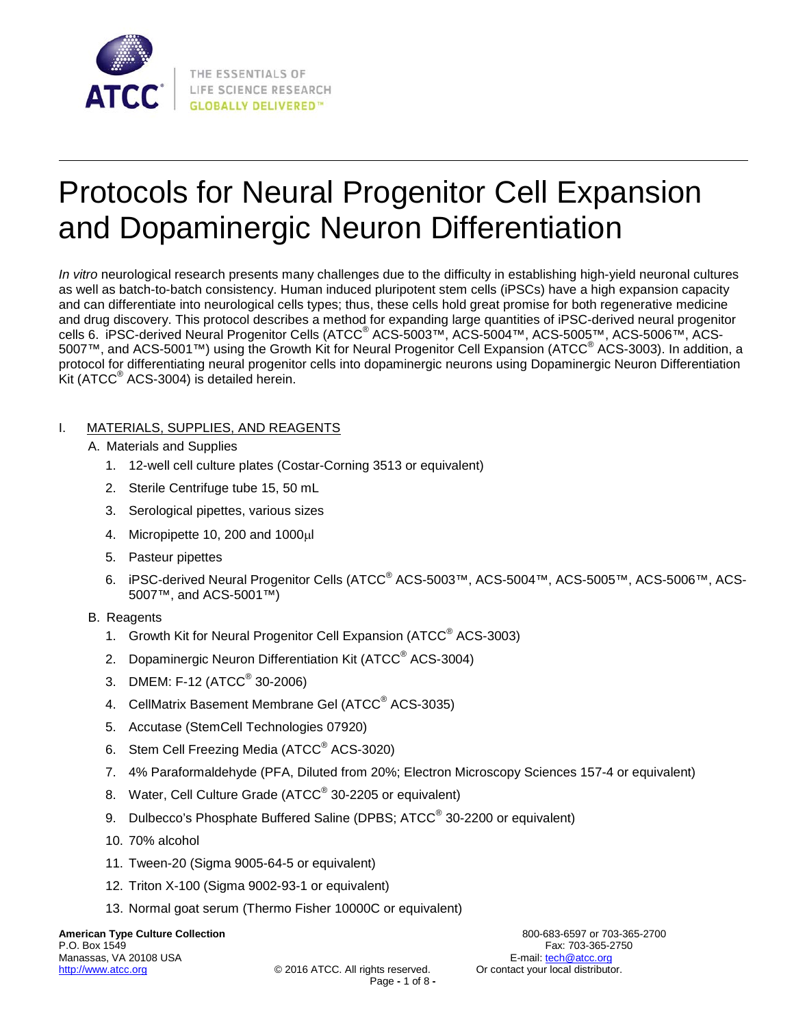# Protocols for Neural Progenitor Cell Expansion and Dopaminergic Neuron Differentiation

*In vitro* neurological research presents many challenges due to the difficulty in establishing high-yield neuronal cultures as well as batch-to-batch consistency. Human induced pluripotent stem cells (iPSCs) have a high expansion capacity and can differentiate into neurological cells types; thus, these cells hold great promise for both regenerative medicine and drug discovery. This protocol describes a method for expanding large quantities of iPSC-derived neural progenitor cells 6. iPSC-derived Neural Progenitor Cells (ATCC® ACS-5003™, ACS-5004™, ACS-5005™, ACS-5006™, ACS-5007™, and ACS-5001™) using the Growth Kit for Neural Progenitor Cell Expansion (ATCC® ACS-3003). In addition, a protocol for differentiating neural progenitor cells into dopaminergic neurons using Dopaminergic Neuron Differentiation Kit (ATCC® ACS-3004) is detailed herein.

## I. MATERIALS, SUPPLIES, AND REAGENTS

### A. Materials and Supplies

1. 12-well cell culture plates (Costar-Corning 3513 or equivalent)
2. Sterile Centrifuge tube 15, 50 mL
3. Serological pipettes, various sizes
4. Micropipette 10, 200 and 1000μl
5. Pasteur pipettes
6. iPSC-derived Neural Progenitor Cells (ATCC® ACS-5003™, ACS-5004™, ACS-5005™, ACS-5006™, ACS-5007™, and ACS-5001™)

### B. Reagents

1. Growth Kit for Neural Progenitor Cell Expansion (ATCC® ACS-3003)
2. Dopaminergic Neuron Differentiation Kit (ATCC® ACS-3004)
3. DMEM: F-12 (ATCC® 30-2006)
4. CellMatrix Basement Membrane Gel (ATCC® ACS-3035)
5. Accutase (StemCell Technologies 07920)
6. Stem Cell Freezing Media (ATCC® ACS-3020)
7. 4% Paraformaldehyde (PFA, Diluted from 20%; Electron Microscopy Sciences 157-4 or equivalent)
8. Water, Cell Culture Grade (ATCC® 30-2205 or equivalent)
9. Dulbecco's Phosphate Buffered Saline (DPBS; ATCC® 30-2200 or equivalent)
10. 70% alcohol
11. Tween-20 (Sigma 9005-64-5 or equivalent)
12. Triton X-100 (Sigma 9002-93-1 or equivalent)
13. Normal goat serum (Thermo Fisher 10000C or equivalent)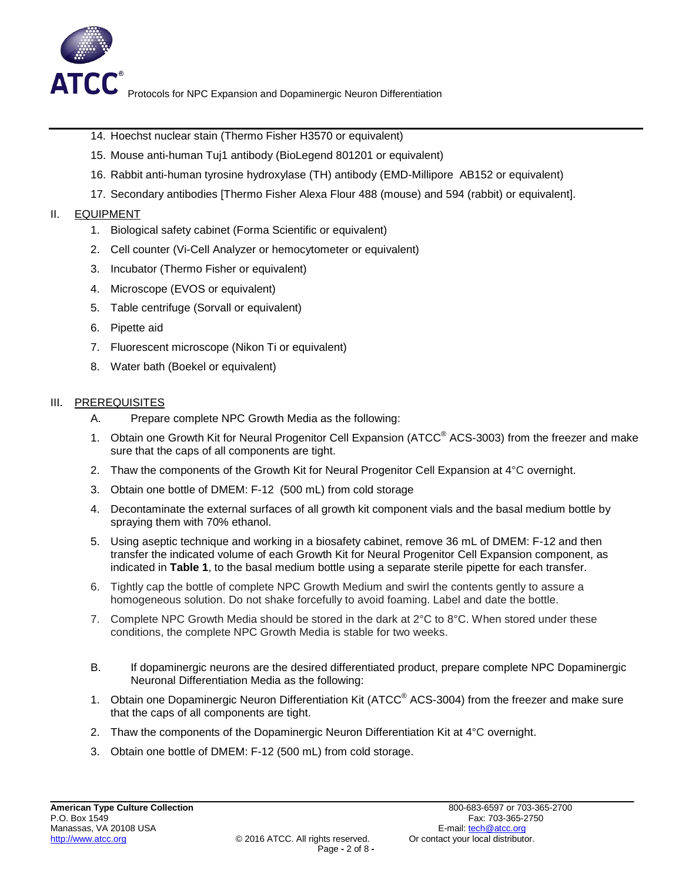14. Hoechst nuclear stain (Thermo Fisher H3570 or equivalent)
15. Mouse anti-human Tuj1 antibody (BioLegend 801201 or equivalent)
16. Rabbit anti-human tyrosine hydroxylase (TH) antibody (EMD-Millipore AB152 or equivalent)
17. Secondary antibodies [Thermo Fisher Alexa Flour 488 (mouse) and 594 (rabbit) or equivalent].

## II. EQUIPMENT

1. Biological safety cabinet (Forma Scientific or equivalent)
2. Cell counter (Vi-Cell Analyzer or hemocytometer or equivalent)
3. Incubator (Thermo Fisher or equivalent)
4. Microscope (EVOS or equivalent)
5. Table centrifuge (Sorvall or equivalent)
6. Pipette aid
7. Fluorescent microscope (Nikon Ti or equivalent)
8. Water bath (Boekel or equivalent)

## III. PREREQUISITES

A. Prepare complete NPC Growth Media as the following:

1. Obtain one Growth Kit for Neural Progenitor Cell Expansion (ATCC® ACS-3003) from the freezer and make sure that the caps of all components are tight.
2. Thaw the components of the Growth Kit for Neural Progenitor Cell Expansion at 4°C overnight.
3. Obtain one bottle of DMEM: F-12 (500 mL) from cold storage
4. Decontaminate the external surfaces of all growth kit component vials and the basal medium bottle by spraying them with 70% ethanol.
5. Using aseptic technique and working in a biosafety cabinet, remove 36 mL of DMEM: F-12 and then transfer the indicated volume of each Growth Kit for Neural Progenitor Cell Expansion component, as indicated in **Table 1**, to the basal medium bottle using a separate sterile pipette for each transfer.
6. Tightly cap the bottle of complete NPC Growth Medium and swirl the contents gently to assure a homogeneous solution. Do not shake forcefully to avoid foaming. Label and date the bottle.
7. Complete NPC Growth Media should be stored in the dark at 2°C to 8°C. When stored under these conditions, the complete NPC Growth Media is stable for two weeks.

B. If dopaminergic neurons are the desired differentiated product, prepare complete NPC Dopaminergic Neuronal Differentiation Media as the following:

1. Obtain one Dopaminergic Neuron Differentiation Kit (ATCC® ACS-3004) from the freezer and make sure that the caps of all components are tight.
2. Thaw the components of the Dopaminergic Neuron Differentiation Kit at 4°C overnight.
3. Obtain one bottle of DMEM: F-12 (500 mL) from cold storage.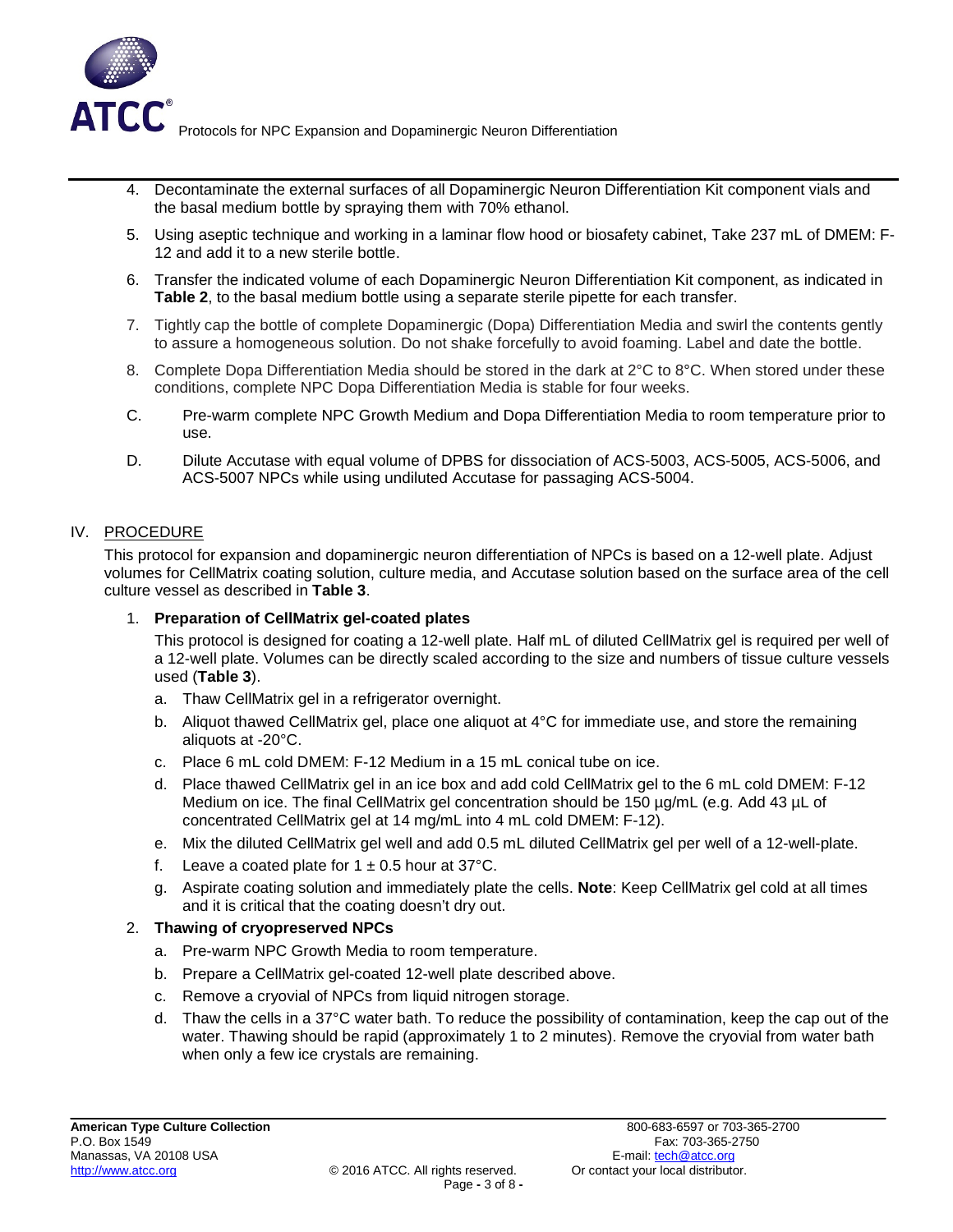4. Decontaminate the external surfaces of all Dopaminergic Neuron Differentiation Kit component vials and the basal medium bottle by spraying them with 70% ethanol.
5. Using aseptic technique and working in a laminar flow hood or biosafety cabinet, Take 237 mL of DMEM: F-12 and add it to a new sterile bottle.
6. Transfer the indicated volume of each Dopaminergic Neuron Differentiation Kit component, as indicated in **Table 2**, to the basal medium bottle using a separate sterile pipette for each transfer.
7. Tightly cap the bottle of complete Dopaminergic (Dopa) Differentiation Media and swirl the contents gently to assure a homogeneous solution. Do not shake forcefully to avoid foaming. Label and date the bottle.
8. Complete Dopa Differentiation Media should be stored in the dark at 2°C to 8°C. When stored under these conditions, complete NPC Dopa Differentiation Media is stable for four weeks.

C. Pre-warm complete NPC Growth Medium and Dopa Differentiation Media to room temperature prior to use.

D. Dilute Accutase with equal volume of DPBS for dissociation of ACS-5003, ACS-5005, ACS-5006, and ACS-5007 NPCs while using undiluted Accutase for passaging ACS-5004.

## IV. PROCEDURE

This protocol for expansion and dopaminergic neuron differentiation of NPCs is based on a 12-well plate. Adjust volumes for CellMatrix coating solution, culture media, and Accutase solution based on the surface area of the cell culture vessel as described in **Table 3**.

### 1. Preparation of CellMatrix gel-coated plates

This protocol is designed for coating a 12-well plate. Half mL of diluted CellMatrix gel is required per well of a 12-well plate. Volumes can be directly scaled according to the size and numbers of tissue culture vessels used (**Table 3**).

a. Thaw CellMatrix gel in a refrigerator overnight.
b. Aliquot thawed CellMatrix gel, place one aliquot at 4°C for immediate use, and store the remaining aliquots at -20°C.
c. Place 6 mL cold DMEM: F-12 Medium in a 15 mL conical tube on ice.
d. Place thawed CellMatrix gel in an ice box and add cold CellMatrix gel to the 6 mL cold DMEM: F-12 Medium on ice. The final CellMatrix gel concentration should be 150 µg/mL (e.g. Add 43 µL of concentrated CellMatrix gel at 14 mg/mL into 4 mL cold DMEM: F-12).
e. Mix the diluted CellMatrix gel well and add 0.5 mL diluted CellMatrix gel per well of a 12-well-plate.
f. Leave a coated plate for 1 ± 0.5 hour at 37°C.
g. Aspirate coating solution and immediately plate the cells. **Note**: Keep CellMatrix gel cold at all times and it is critical that the coating doesn't dry out.

### 2. Thawing of cryopreserved NPCs

a. Pre-warm NPC Growth Media to room temperature.
b. Prepare a CellMatrix gel-coated 12-well plate described above.
c. Remove a cryovial of NPCs from liquid nitrogen storage.
d. Thaw the cells in a 37°C water bath. To reduce the possibility of contamination, keep the cap out of the water. Thawing should be rapid (approximately 1 to 2 minutes). Remove the cryovial from water bath when only a few ice crystals are remaining.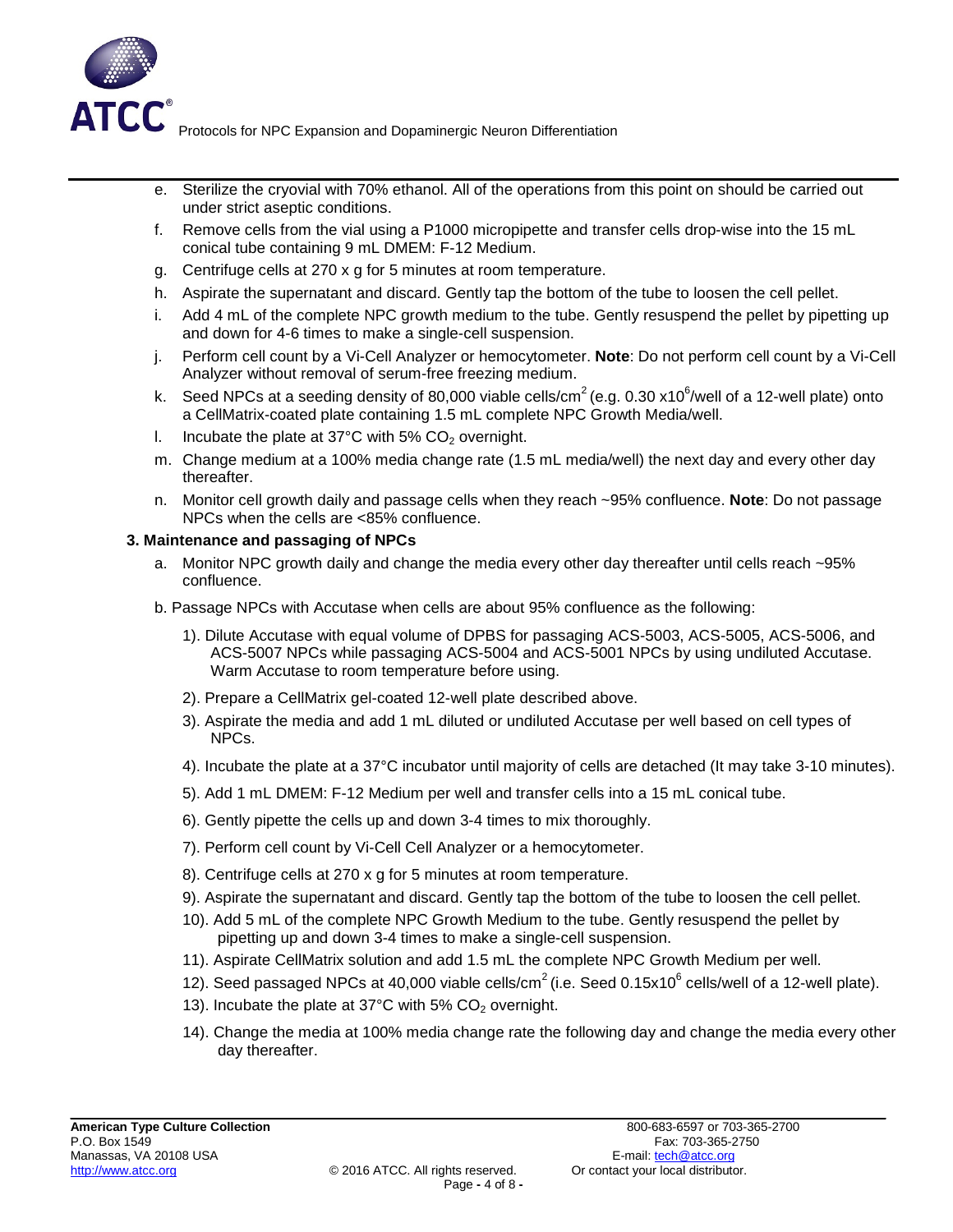e. Sterilize the cryovial with 70% ethanol. All of the operations from this point on should be carried out under strict aseptic conditions.

f. Remove cells from the vial using a P1000 micropipette and transfer cells drop-wise into the 15 mL conical tube containing 9 mL DMEM: F-12 Medium.

g. Centrifuge cells at 270 x g for 5 minutes at room temperature.

h. Aspirate the supernatant and discard. Gently tap the bottom of the tube to loosen the cell pellet.

i. Add 4 mL of the complete NPC growth medium to the tube. Gently resuspend the pellet by pipetting up and down for 4-6 times to make a single-cell suspension.

j. Perform cell count by a Vi-Cell Analyzer or hemocytometer. **Note**: Do not perform cell count by a Vi-Cell Analyzer without removal of serum-free freezing medium.

k. Seed NPCs at a seeding density of 80,000 viable cells/$cm^2$ (e.g. 0.30 $x10^6$/well of a 12-well plate) onto a CellMatrix-coated plate containing 1.5 mL complete NPC Growth Media/well.

l. Incubate the plate at 37°C with 5% $CO_2$ overnight.

m. Change medium at a 100% media change rate (1.5 mL media/well) the next day and every other day thereafter.

n. Monitor cell growth daily and passage cells when they reach ~95% confluence. **Note**: Do not passage NPCs when the cells are <85% confluence.

**3. Maintenance and passaging of NPCs**

a. Monitor NPC growth daily and change the media every other day thereafter until cells reach ~95% confluence.

b. Passage NPCs with Accutase when cells are about 95% confluence as the following:

1). Dilute Accutase with equal volume of DPBS for passaging ACS-5003, ACS-5005, ACS-5006, and ACS-5007 NPCs while passaging ACS-5004 and ACS-5001 NPCs by using undiluted Accutase. Warm Accutase to room temperature before using.

2). Prepare a CellMatrix gel-coated 12-well plate described above.

3). Aspirate the media and add 1 mL diluted or undiluted Accutase per well based on cell types of NPCs.

4). Incubate the plate at a 37°C incubator until majority of cells are detached (It may take 3-10 minutes).

5). Add 1 mL DMEM: F-12 Medium per well and transfer cells into a 15 mL conical tube.

6). Gently pipette the cells up and down 3-4 times to mix thoroughly.

7). Perform cell count by Vi-Cell Cell Analyzer or a hemocytometer.

8). Centrifuge cells at 270 x g for 5 minutes at room temperature.

9). Aspirate the supernatant and discard. Gently tap the bottom of the tube to loosen the cell pellet.

10). Add 5 mL of the complete NPC Growth Medium to the tube. Gently resuspend the pellet by pipetting up and down 3-4 times to make a single-cell suspension.

11). Aspirate CellMatrix solution and add 1.5 mL the complete NPC Growth Medium per well.

12). Seed passaged NPCs at 40,000 viable cells/$cm^2$ (i.e. Seed 0.15$x10^6$ cells/well of a 12-well plate).

13). Incubate the plate at 37°C with 5% $CO_2$ overnight.

14). Change the media at 100% media change rate the following day and change the media every other day thereafter.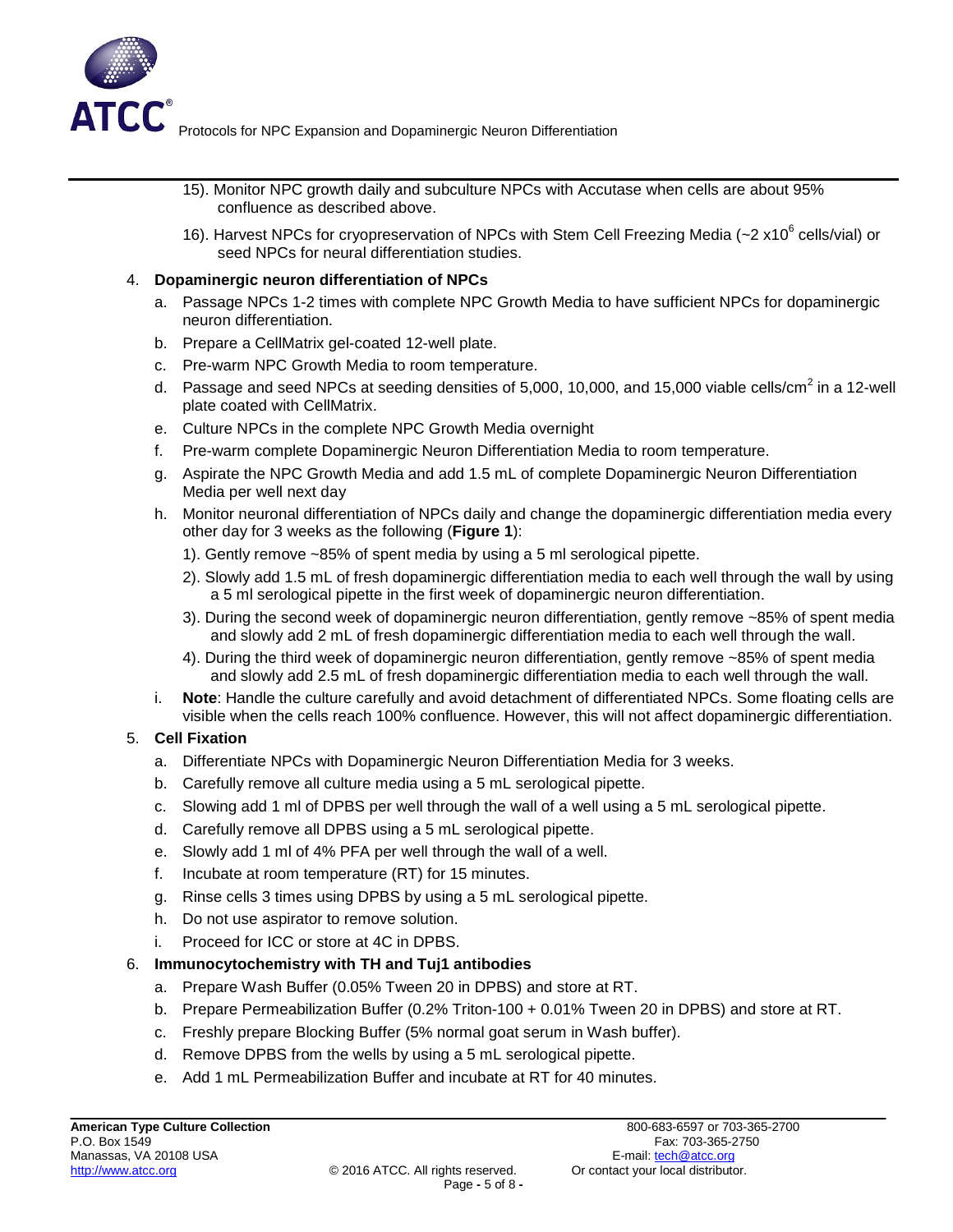15). Monitor NPC growth daily and subculture NPCs with Accutase when cells are about 95% confluence as described above.

16). Harvest NPCs for cryopreservation of NPCs with Stem Cell Freezing Media (~2 x$10^6$ cells/vial) or seed NPCs for neural differentiation studies.

4. **Dopaminergic neuron differentiation of NPCs**
   a. Passage NPCs 1-2 times with complete NPC Growth Media to have sufficient NPCs for dopaminergic neuron differentiation.
   b. Prepare a CellMatrix gel-coated 12-well plate.
   c. Pre-warm NPC Growth Media to room temperature.
   d. Passage and seed NPCs at seeding densities of 5,000, 10,000, and 15,000 viable cells/cm$^2$ in a 12-well plate coated with CellMatrix.
   e. Culture NPCs in the complete NPC Growth Media overnight
   f. Pre-warm complete Dopaminergic Neuron Differentiation Media to room temperature.
   g. Aspirate the NPC Growth Media and add 1.5 mL of complete Dopaminergic Neuron Differentiation Media per well next day
   h. Monitor neuronal differentiation of NPCs daily and change the dopaminergic differentiation media every other day for 3 weeks as the following (**Figure 1**):
      1). Gently remove ~85% of spent media by using a 5 ml serological pipette.
      2). Slowly add 1.5 mL of fresh dopaminergic differentiation media to each well through the wall by using a 5 ml serological pipette in the first week of dopaminergic neuron differentiation.
      3). During the second week of dopaminergic neuron differentiation, gently remove ~85% of spent media and slowly add 2 mL of fresh dopaminergic differentiation media to each well through the wall.
      4). During the third week of dopaminergic neuron differentiation, gently remove ~85% of spent media and slowly add 2.5 mL of fresh dopaminergic differentiation media to each well through the wall.
   i. **Note**: Handle the culture carefully and avoid detachment of differentiated NPCs. Some floating cells are visible when the cells reach 100% confluence. However, this will not affect dopaminergic differentiation.

5. **Cell Fixation**
   a. Differentiate NPCs with Dopaminergic Neuron Differentiation Media for 3 weeks.
   b. Carefully remove all culture media using a 5 mL serological pipette.
   c. Slowing add 1 ml of DPBS per well through the wall of a well using a 5 mL serological pipette.
   d. Carefully remove all DPBS using a 5 mL serological pipette.
   e. Slowly add 1 ml of 4% PFA per well through the wall of a well.
   f. Incubate at room temperature (RT) for 15 minutes.
   g. Rinse cells 3 times using DPBS by using a 5 mL serological pipette.
   h. Do not use aspirator to remove solution.
   i. Proceed for ICC or store at 4C in DPBS.

6. **Immunocytochemistry with TH and Tuj1 antibodies**
   a. Prepare Wash Buffer (0.05% Tween 20 in DPBS) and store at RT.
   b. Prepare Permeabilization Buffer (0.2% Triton-100 + 0.01% Tween 20 in DPBS) and store at RT.
   c. Freshly prepare Blocking Buffer (5% normal goat serum in Wash buffer).
   d. Remove DPBS from the wells by using a 5 mL serological pipette.
   e. Add 1 mL Permeabilization Buffer and incubate at RT for 40 minutes.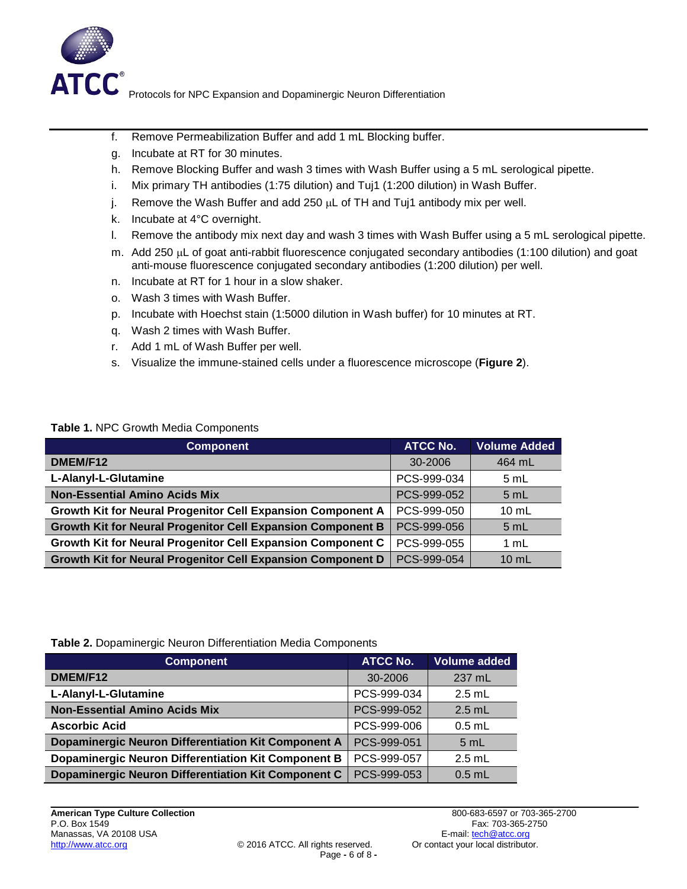f. Remove Permeabilization Buffer and add 1 mL Blocking buffer.
g. Incubate at RT for 30 minutes.
h. Remove Blocking Buffer and wash 3 times with Wash Buffer using a 5 mL serological pipette.
i. Mix primary TH antibodies (1:75 dilution) and Tuj1 (1:200 dilution) in Wash Buffer.
j. Remove the Wash Buffer and add 250 μL of TH and Tuj1 antibody mix per well.
k. Incubate at 4°C overnight.
l. Remove the antibody mix next day and wash 3 times with Wash Buffer using a 5 mL serological pipette.
m. Add 250 μL of goat anti-rabbit fluorescence conjugated secondary antibodies (1:100 dilution) and goat anti-mouse fluorescence conjugated secondary antibodies (1:200 dilution) per well.
n. Incubate at RT for 1 hour in a slow shaker.
o. Wash 3 times with Wash Buffer.
p. Incubate with Hoechst stain (1:5000 dilution in Wash buffer) for 10 minutes at RT.
q. Wash 2 times with Wash Buffer.
r. Add 1 mL of Wash Buffer per well.
s. Visualize the immune-stained cells under a fluorescence microscope (**Figure 2**).

**Table 1.** NPC Growth Media Components

| Component | ATCC No. | Volume Added |
|---|---|---|
| **DMEM/F12** | 30-2006 | 464 mL |
| **L-Alanyl-L-Glutamine** | PCS-999-034 | 5 mL |
| **Non-Essential Amino Acids Mix** | PCS-999-052 | 5 mL |
| **Growth Kit for Neural Progenitor Cell Expansion Component A** | PCS-999-050 | 10 mL |
| **Growth Kit for Neural Progenitor Cell Expansion Component B** | PCS-999-056 | 5 mL |
| **Growth Kit for Neural Progenitor Cell Expansion Component C** | PCS-999-055 | 1 mL |
| **Growth Kit for Neural Progenitor Cell Expansion Component D** | PCS-999-054 | 10 mL |

**Table 2.** Dopaminergic Neuron Differentiation Media Components

| Component | ATCC No. | Volume added |
|---|---|---|
| **DMEM/F12** | 30-2006 | 237 mL |
| **L-Alanyl-L-Glutamine** | PCS-999-034 | 2.5 mL |
| **Non-Essential Amino Acids Mix** | PCS-999-052 | 2.5 mL |
| **Ascorbic Acid** | PCS-999-006 | 0.5 mL |
| **Dopaminergic Neuron Differentiation Kit Component A** | PCS-999-051 | 5 mL |
| **Dopaminergic Neuron Differentiation Kit Component B** | PCS-999-057 | 2.5 mL |
| **Dopaminergic Neuron Differentiation Kit Component C** | PCS-999-053 | 0.5 mL |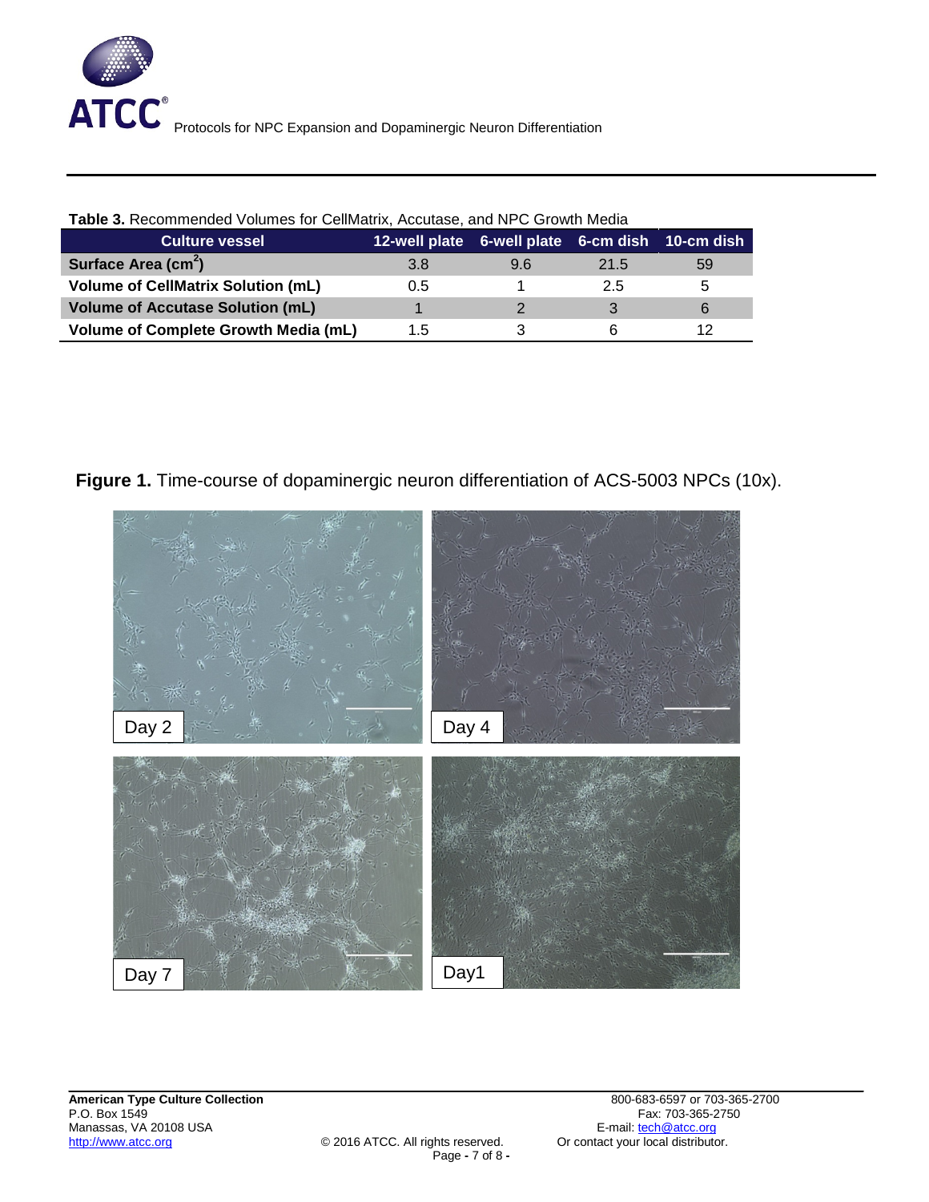**Table 3.** Recommended Volumes for CellMatrix, Accutase, and NPC Growth Media

| Culture vessel | 12-well plate | 6-well plate | 6-cm dish | 10-cm dish |
|---|---|---|---|---|
| **Surface Area (cm$^2$)** | 3.8 | 9.6 | 21.5 | 59 |
| **Volume of CellMatrix Solution (mL)** | 0.5 | 1 | 2.5 | 5 |
| **Volume of Accutase Solution (mL)** | 1 | 2 | 3 | 6 |
| **Volume of Complete Growth Media (mL)** | 1.5 | 3 | 6 | 12 |

**Figure 1.** Time-course of dopaminergic neuron differentiation of ACS-5003 NPCs (10x).

Day 2 | Day 4 | Day 7 | Day1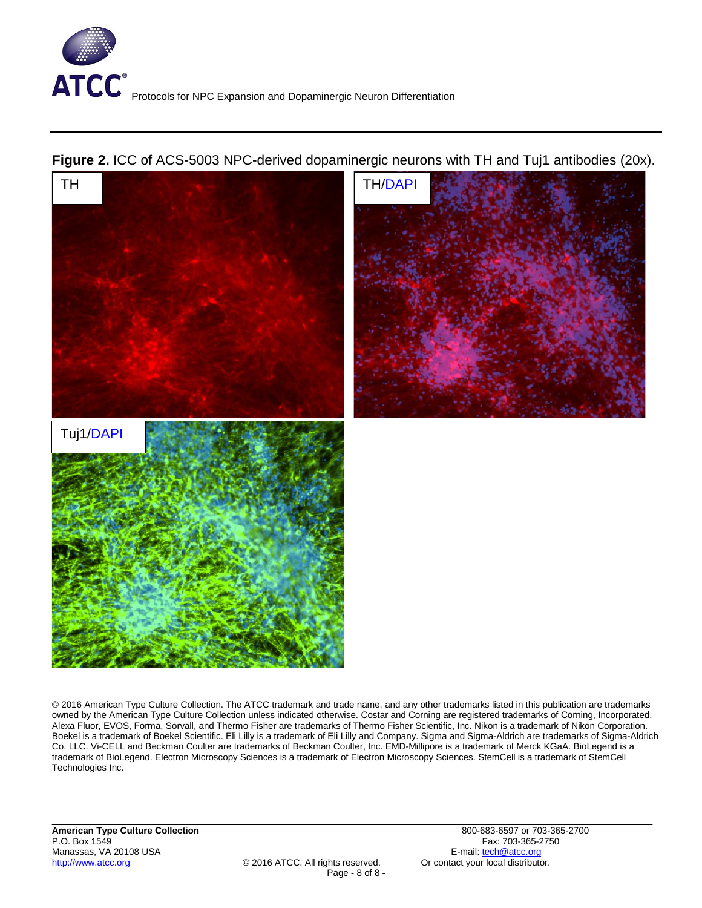**Figure 2.** ICC of ACS-5003 NPC-derived dopaminergic neurons with TH and Tuj1 antibodies (20x).

TH

TH/DAPI

Tuj1/DAPI

© 2016 American Type Culture Collection. The ATCC trademark and trade name, and any other trademarks listed in this publication are trademarks owned by the American Type Culture Collection unless indicated otherwise. Costar and Corning are registered trademarks of Corning, Incorporated. Alexa Fluor, EVOS, Forma, Sorvall, and Thermo Fisher are trademarks of Thermo Fisher Scientific, Inc. Nikon is a trademark of Nikon Corporation. Boekel is a trademark of Boekel Scientific. Eli Lilly is a trademark of Eli Lilly and Company. Sigma and Sigma-Aldrich are trademarks of Sigma-Aldrich Co. LLC. Vi-CELL and Beckman Coulter are trademarks of Beckman Coulter, Inc. EMD-Millipore is a trademark of Merck KGaA. BioLegend is a trademark of BioLegend. Electron Microscopy Sciences is a trademark of Electron Microscopy Sciences. StemCell is a trademark of StemCell Technologies Inc.

**American Type Culture Collection**
P.O. Box 1549
Manassas, VA 20108 USA
http://www.atcc.org

© 2016 ATCC. All rights reserved.

800-683-6597 or 703-365-2700
Fax: 703-365-2750
E-mail: tech@atcc.org
Or contact your local distributor.